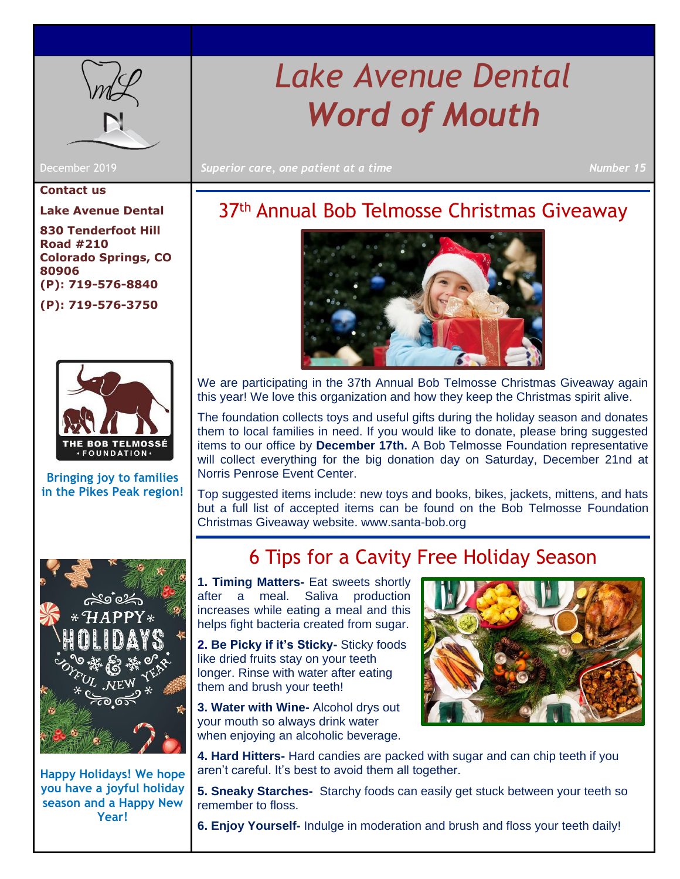# Lake Avenue Dental Word of Mouth

December 2019

*Superior care, one patient at a time*

*Number 15*

**Contact us**

**Lake Avenue Dental**

**830 Tenderfoot Hill Road #210**
**Colorado Springs, CO 80906**
**(P): 719-576-8840**

**(P): 719-576-3750**

THE BOB TELMOSSÉ • FOUNDATION •

**Bringing joy to families in the Pikes Peak region!**

**Happy Holidays! We hope you have a joyful holiday season and a Happy New Year!**

## 37th Annual Bob Telmosse Christmas Giveaway

We are participating in the 37th Annual Bob Telmosse Christmas Giveaway again this year! We love this organization and how they keep the Christmas spirit alive.

The foundation collects toys and useful gifts during the holiday season and donates them to local families in need. If you would like to donate, please bring suggested items to our office by **December 17th.** A Bob Telmosse Foundation representative will collect everything for the big donation day on Saturday, December 21nd at Norris Penrose Event Center.

Top suggested items include: new toys and books, bikes, jackets, mittens, and hats but a full list of accepted items can be found on the Bob Telmosse Foundation Christmas Giveaway website. www.santa-bob.org

## 6 Tips for a Cavity Free Holiday Season

**1. Timing Matters-** Eat sweets shortly after a meal. Saliva production increases while eating a meal and this helps fight bacteria created from sugar.

**2. Be Picky if it's Sticky-** Sticky foods like dried fruits stay on your teeth longer. Rinse with water after eating them and brush your teeth!

**3. Water with Wine-** Alcohol drys out your mouth so always drink water when enjoying an alcoholic beverage.

**4. Hard Hitters-** Hard candies are packed with sugar and can chip teeth if you aren't careful. It's best to avoid them all together.

**5. Sneaky Starches-** Starchy foods can easily get stuck between your teeth so remember to floss.

**6. Enjoy Yourself-** Indulge in moderation and brush and floss your teeth daily!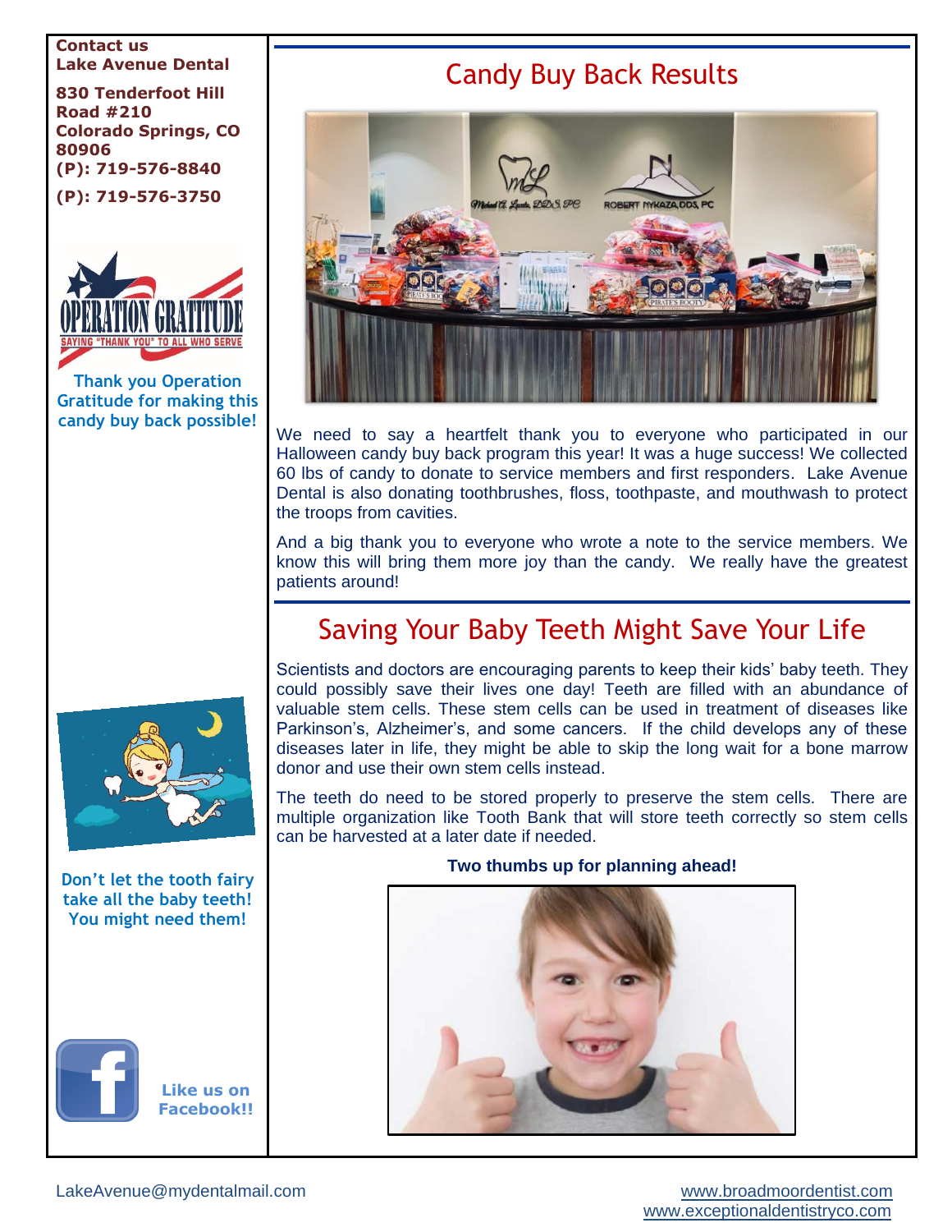**Contact us**
**Lake Avenue Dental**

**830 Tenderfoot Hill Road #210**
**Colorado Springs, CO 80906**
**(P): 719-576-8840**

**(P): 719-576-3750**

**Thank you Operation Gratitude for making this candy buy back possible!**

**Don't let the tooth fairy take all the baby teeth! You might need them!**

**Like us on Facebook!!**

## Candy Buy Back Results

We need to say a heartfelt thank you to everyone who participated in our Halloween candy buy back program this year! It was a huge success! We collected 60 lbs of candy to donate to service members and first responders. Lake Avenue Dental is also donating toothbrushes, floss, toothpaste, and mouthwash to protect the troops from cavities.

And a big thank you to everyone who wrote a note to the service members. We know this will bring them more joy than the candy. We really have the greatest patients around!

## Saving Your Baby Teeth Might Save Your Life

Scientists and doctors are encouraging parents to keep their kids' baby teeth. They could possibly save their lives one day! Teeth are filled with an abundance of valuable stem cells. These stem cells can be used in treatment of diseases like Parkinson's, Alzheimer's, and some cancers. If the child develops any of these diseases later in life, they might be able to skip the long wait for a bone marrow donor and use their own stem cells instead.

The teeth do need to be stored properly to preserve the stem cells. There are multiple organization like Tooth Bank that will store teeth correctly so stem cells can be harvested at a later date if needed.

**Two thumbs up for planning ahead!**

LakeAvenue@mydentalmail.com

www.broadmoordentist.com
www.exceptionaldentistryco.com